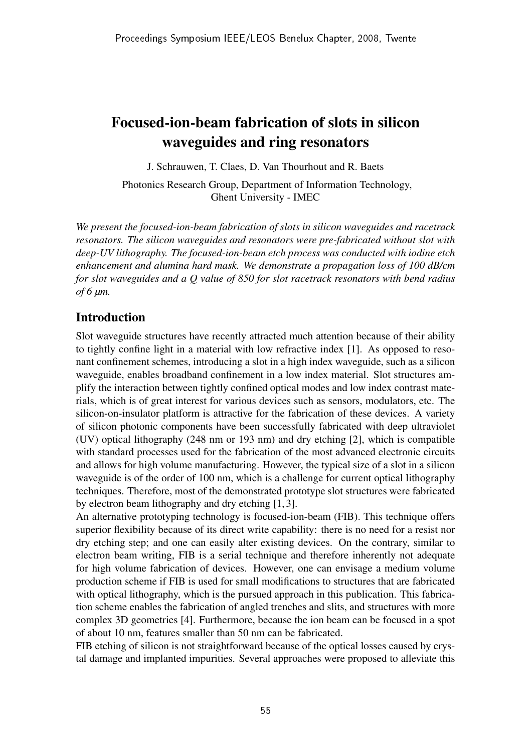# Focused-ion-beam fabrication of slots in silicon waveguides and ring resonators

J. Schrauwen, T. Claes, D. Van Thourhout and R. Baets

Photonics Research Group, Department of Information Technology, Ghent University - IMEC

*We present the focused-ion-beam fabrication of slots in silicon waveguides and racetrack resonators. The silicon waveguides and resonators were pre-fabricated without slot with deep-UV lithography. The focused-ion-beam etch process was conducted with iodine etch enhancement and alumina hard mask. We demonstrate a propagation loss of 100 dB/cm for slot waveguides and a Q value of 850 for slot racetrack resonators with bend radius of 6 μm.*

## Introduction

Slot waveguide structures have recently attracted much attention because of their ability to tightly confine light in a material with low refractive index [1]. As opposed to resonant confinement schemes, introducing a slot in a high index waveguide, such as a silicon waveguide, enables broadband confinement in a low index material. Slot structures amplify the interaction between tightly confined optical modes and low index contrast materials, which is of great interest for various devices such as sensors, modulators, etc. The silicon-on-insulator platform is attractive for the fabrication of these devices. A variety of silicon photonic components have been successfully fabricated with deep ultraviolet (UV) optical lithography (248 nm or 193 nm) and dry etching [2], which is compatible with standard processes used for the fabrication of the most advanced electronic circuits and allows for high volume manufacturing. However, the typical size of a slot in a silicon waveguide is of the order of 100 nm, which is a challenge for current optical lithography techniques. Therefore, most of the demonstrated prototype slot structures were fabricated by electron beam lithography and dry etching [1, 3].

An alternative prototyping technology is focused-ion-beam (FIB). This technique offers superior flexibility because of its direct write capability: there is no need for a resist nor dry etching step; and one can easily alter existing devices. On the contrary, similar to electron beam writing, FIB is a serial technique and therefore inherently not adequate for high volume fabrication of devices. However, one can envisage a medium volume production scheme if FIB is used for small modifications to structures that are fabricated with optical lithography, which is the pursued approach in this publication. This fabrication scheme enables the fabrication of angled trenches and slits, and structures with more complex 3D geometries [4]. Furthermore, because the ion beam can be focused in a spot of about 10 nm, features smaller than 50 nm can be fabricated.

FIB etching of silicon is not straightforward because of the optical losses caused by crystal damage and implanted impurities. Several approaches were proposed to alleviate this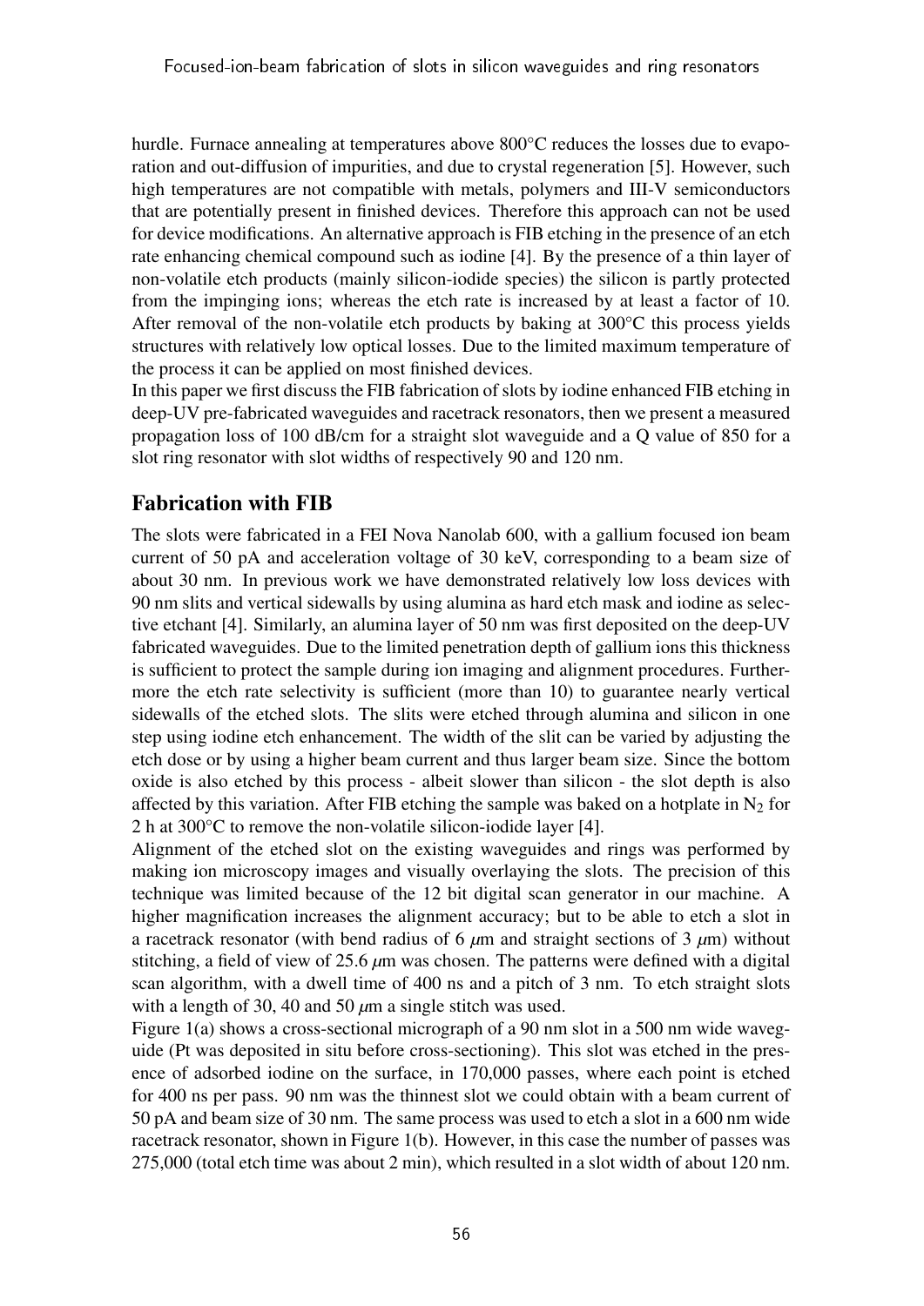hurdle. Furnace annealing at temperatures above 800°C reduces the losses due to evaporation and out-diffusion of impurities, and due to crystal regeneration [5]. However, such high temperatures are not compatible with metals, polymers and III-V semiconductors that are potentially present in finished devices. Therefore this approach can not be used for device modifications. An alternative approach is FIB etching in the presence of an etch rate enhancing chemical compound such as iodine [4]. By the presence of a thin layer of non-volatile etch products (mainly silicon-iodide species) the silicon is partly protected from the impinging ions; whereas the etch rate is increased by at least a factor of 10. After removal of the non-volatile etch products by baking at 300°C this process yields structures with relatively low optical losses. Due to the limited maximum temperature of the process it can be applied on most finished devices.
In this paper we first discuss the FIB fabrication of slots by iodine enhanced FIB etching in deep-UV pre-fabricated waveguides and racetrack resonators, then we present a measured propagation loss of 100 dB/cm for a straight slot waveguide and a Q value of 850 for a slot ring resonator with slot widths of respectively 90 and 120 nm.

## Fabrication with FIB

The slots were fabricated in a FEI Nova Nanolab 600, with a gallium focused ion beam current of 50 pA and acceleration voltage of 30 keV, corresponding to a beam size of about 30 nm. In previous work we have demonstrated relatively low loss devices with 90 nm slits and vertical sidewalls by using alumina as hard etch mask and iodine as selective etchant [4]. Similarly, an alumina layer of 50 nm was first deposited on the deep-UV fabricated waveguides. Due to the limited penetration depth of gallium ions this thickness is sufficient to protect the sample during ion imaging and alignment procedures. Furthermore the etch rate selectivity is sufficient (more than 10) to guarantee nearly vertical sidewalls of the etched slots. The slits were etched through alumina and silicon in one step using iodine etch enhancement. The width of the slit can be varied by adjusting the etch dose or by using a higher beam current and thus larger beam size. Since the bottom oxide is also etched by this process - albeit slower than silicon - the slot depth is also affected by this variation. After FIB etching the sample was baked on a hotplate in $N_2$ for 2 h at 300°C to remove the non-volatile silicon-iodide layer [4].
Alignment of the etched slot on the existing waveguides and rings was performed by making ion microscopy images and visually overlaying the slots. The precision of this technique was limited because of the 12 bit digital scan generator in our machine. A higher magnification increases the alignment accuracy; but to be able to etch a slot in a racetrack resonator (with bend radius of 6 $\mu$m and straight sections of 3 $\mu$m) without stitching, a field of view of 25.6 $\mu$m was chosen. The patterns were defined with a digital scan algorithm, with a dwell time of 400 ns and a pitch of 3 nm. To etch straight slots with a length of 30, 40 and 50 $\mu$m a single stitch was used.
Figure 1(a) shows a cross-sectional micrograph of a 90 nm slot in a 500 nm wide waveguide (Pt was deposited in situ before cross-sectioning). This slot was etched in the presence of adsorbed iodine on the surface, in 170,000 passes, where each point is etched for 400 ns per pass. 90 nm was the thinnest slot we could obtain with a beam current of 50 pA and beam size of 30 nm. The same process was used to etch a slot in a 600 nm wide racetrack resonator, shown in Figure 1(b). However, in this case the number of passes was 275,000 (total etch time was about 2 min), which resulted in a slot width of about 120 nm.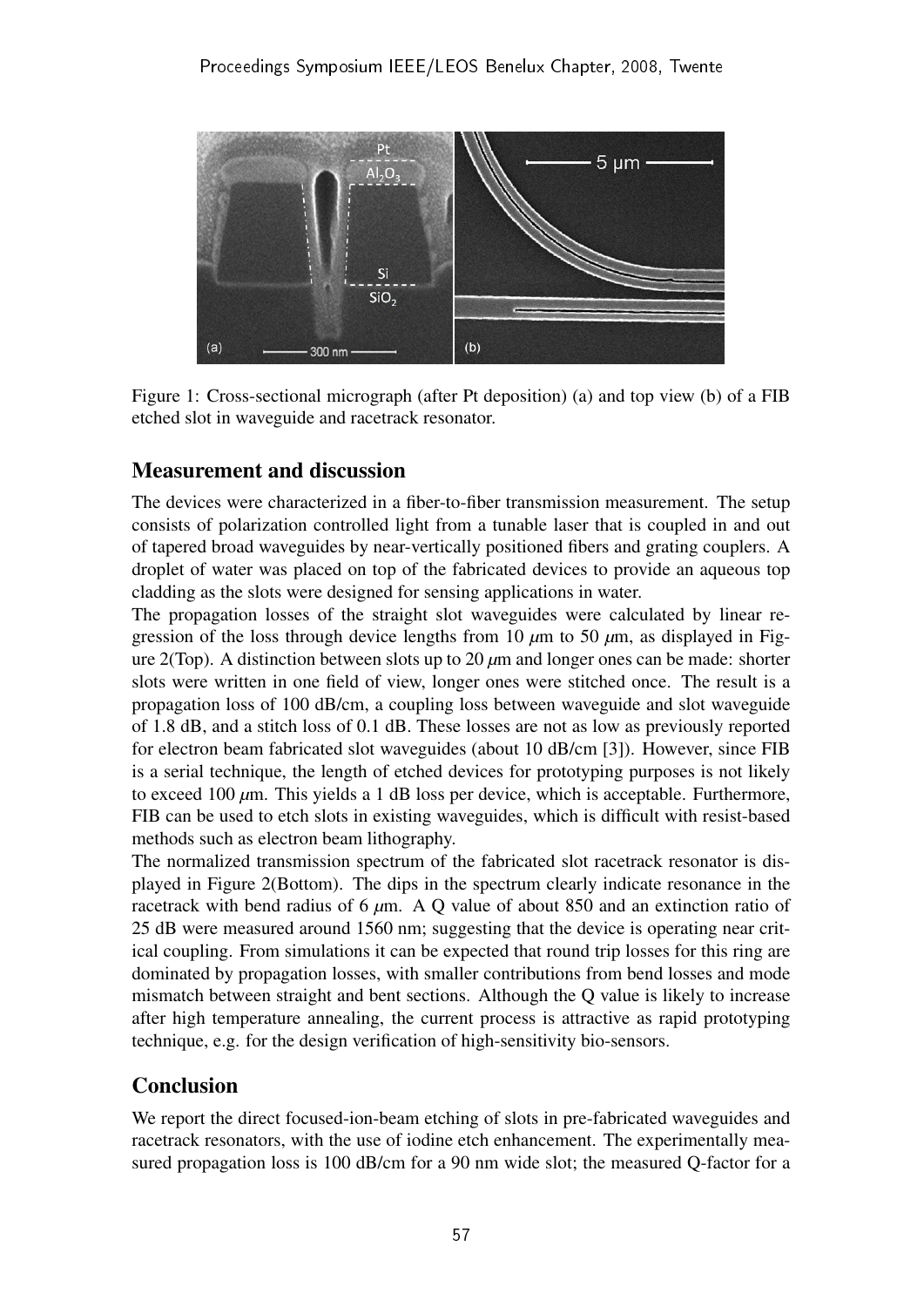Figure 1: Cross-sectional micrograph (after Pt deposition) (a) and top view (b) of a FIB etched slot in waveguide and racetrack resonator.

## Measurement and discussion

The devices were characterized in a fiber-to-fiber transmission measurement. The setup consists of polarization controlled light from a tunable laser that is coupled in and out of tapered broad waveguides by near-vertically positioned fibers and grating couplers. A droplet of water was placed on top of the fabricated devices to provide an aqueous top cladding as the slots were designed for sensing applications in water.

The propagation losses of the straight slot waveguides were calculated by linear regression of the loss through device lengths from 10 $\mu$m to 50 $\mu$m, as displayed in Figure 2(Top). A distinction between slots up to 20 $\mu$m and longer ones can be made: shorter slots were written in one field of view, longer ones were stitched once. The result is a propagation loss of 100 dB/cm, a coupling loss between waveguide and slot waveguide of 1.8 dB, and a stitch loss of 0.1 dB. These losses are not as low as previously reported for electron beam fabricated slot waveguides (about 10 dB/cm [3]). However, since FIB is a serial technique, the length of etched devices for prototyping purposes is not likely to exceed 100 $\mu$m. This yields a 1 dB loss per device, which is acceptable. Furthermore, FIB can be used to etch slots in existing waveguides, which is difficult with resist-based methods such as electron beam lithography.

The normalized transmission spectrum of the fabricated slot racetrack resonator is displayed in Figure 2(Bottom). The dips in the spectrum clearly indicate resonance in the racetrack with bend radius of 6 $\mu$m. A Q value of about 850 and an extinction ratio of 25 dB were measured around 1560 nm; suggesting that the device is operating near critical coupling. From simulations it can be expected that round trip losses for this ring are dominated by propagation losses, with smaller contributions from bend losses and mode mismatch between straight and bent sections. Although the Q value is likely to increase after high temperature annealing, the current process is attractive as rapid prototyping technique, e.g. for the design verification of high-sensitivity bio-sensors.

## Conclusion

We report the direct focused-ion-beam etching of slots in pre-fabricated waveguides and racetrack resonators, with the use of iodine etch enhancement. The experimentally measured propagation loss is 100 dB/cm for a 90 nm wide slot; the measured Q-factor for a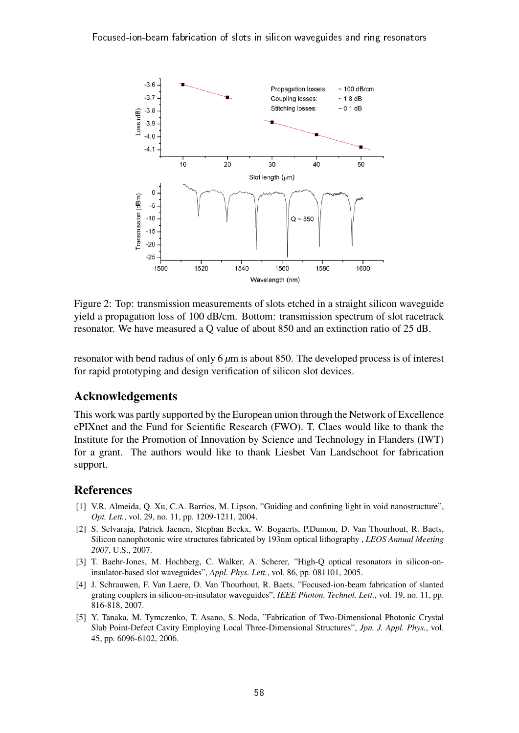Loss (dB)

-3.6
-3.7
-3.8
-3.9
-4.0
-4.1

10 20 30 40 50

Slot length (μm)

Propagation losses: ~ 100 dB/cm
Coupling losses: ~ 1.8 dB
Stitching losses: ~ 0.1 dB

Transmission (dBm)

0
-5
-10
-15
-20
-25

1500 1520 1540 1560 1580 1600

Wavelength (nm)

Q ~ 850

Figure 2: Top: transmission measurements of slots etched in a straight silicon waveguide yield a propagation loss of 100 dB/cm. Bottom: transmission spectrum of slot racetrack resonator. We have measured a Q value of about 850 and an extinction ratio of 25 dB.

resonator with bend radius of only 6 $\mu$m is about 850. The developed process is of interest for rapid prototyping and design verification of silicon slot devices.

## Acknowledgements

This work was partly supported by the European union through the Network of Excellence ePIXnet and the Fund for Scientific Research (FWO). T. Claes would like to thank the Institute for the Promotion of Innovation by Science and Technology in Flanders (IWT) for a grant. The authors would like to thank Liesbet Van Landschoot for fabrication support.

## References

[1] V.R. Almeida, Q. Xu, C.A. Barrios, M. Lipson, "Guiding and confining light in void nanostructure", *Opt. Lett.*, vol. 29, no. 11, pp. 1209-1211, 2004.

[2] S. Selvaraja, Patrick Jaenen, Stephan Beckx, W. Bogaerts, P.Dumon, D. Van Thourhout, R. Baets, Silicon nanophotonic wire structures fabricated by 193nm optical lithography , *LEOS Annual Meeting 2007*, U.S., 2007.

[3] T. Baehr-Jones, M. Hochberg, C. Walker, A. Scherer, "High-Q optical resonators in silicon-on-insulator-based slot waveguides", *Appl. Phys. Lett.*, vol. 86, pp. 081101, 2005.

[4] J. Schrauwen, F. Van Laere, D. Van Thourhout, R. Baets, "Focused-ion-beam fabrication of slanted grating couplers in silicon-on-insulator waveguides", *IEEE Photon. Technol. Lett.*, vol. 19, no. 11, pp. 816-818, 2007.

[5] Y. Tanaka, M. Tymczenko, T. Asano, S. Noda, "Fabrication of Two-Dimensional Photonic Crystal Slab Point-Defect Cavity Employing Local Three-Dimensional Structures", *Jpn. J. Appl. Phys.*, vol. 45, pp. 6096-6102, 2006.